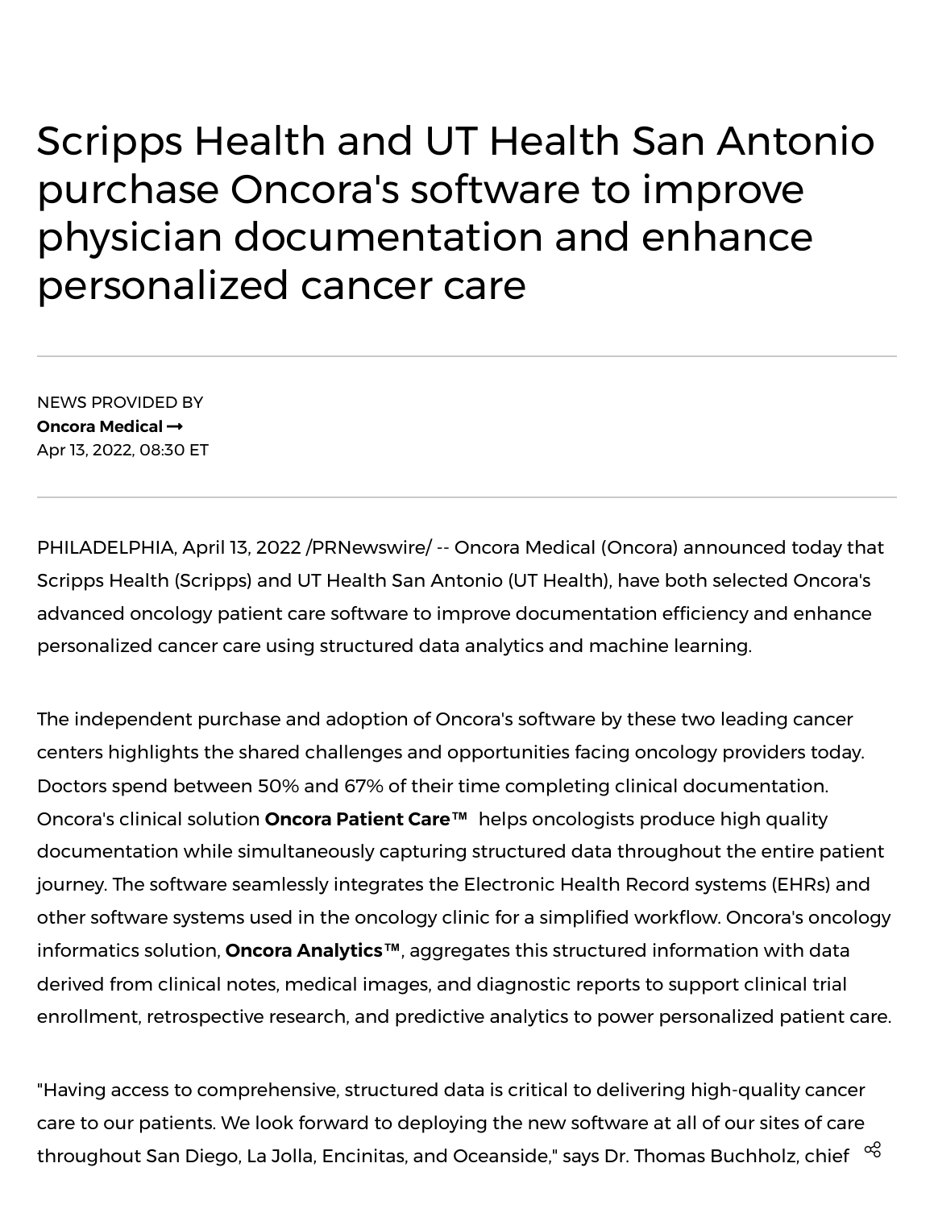# Scripps Health and UT Health San Antonio purchase Oncora's software to improve physician documentation and enhance personalized cancer care

NEWS PROVIDED BY
**Oncora Medical →**
Apr 13, 2022, 08:30 ET

PHILADELPHIA, April 13, 2022 /PRNewswire/ -- Oncora Medical (Oncora) announced today that Scripps Health (Scripps) and UT Health San Antonio (UT Health), have both selected Oncora's advanced oncology patient care software to improve documentation efficiency and enhance personalized cancer care using structured data analytics and machine learning.

The independent purchase and adoption of Oncora's software by these two leading cancer centers highlights the shared challenges and opportunities facing oncology providers today. Doctors spend between 50% and 67% of their time completing clinical documentation. Oncora's clinical solution **Oncora Patient Care™** helps oncologists produce high quality documentation while simultaneously capturing structured data throughout the entire patient journey. The software seamlessly integrates the Electronic Health Record systems (EHRs) and other software systems used in the oncology clinic for a simplified workflow. Oncora's oncology informatics solution, **Oncora Analytics™**, aggregates this structured information with data derived from clinical notes, medical images, and diagnostic reports to support clinical trial enrollment, retrospective research, and predictive analytics to power personalized patient care.

"Having access to comprehensive, structured data is critical to delivering high-quality cancer care to our patients. We look forward to deploying the new software at all of our sites of care throughout San Diego, La Jolla, Encinitas, and Oceanside," says Dr. Thomas Buchholz, chief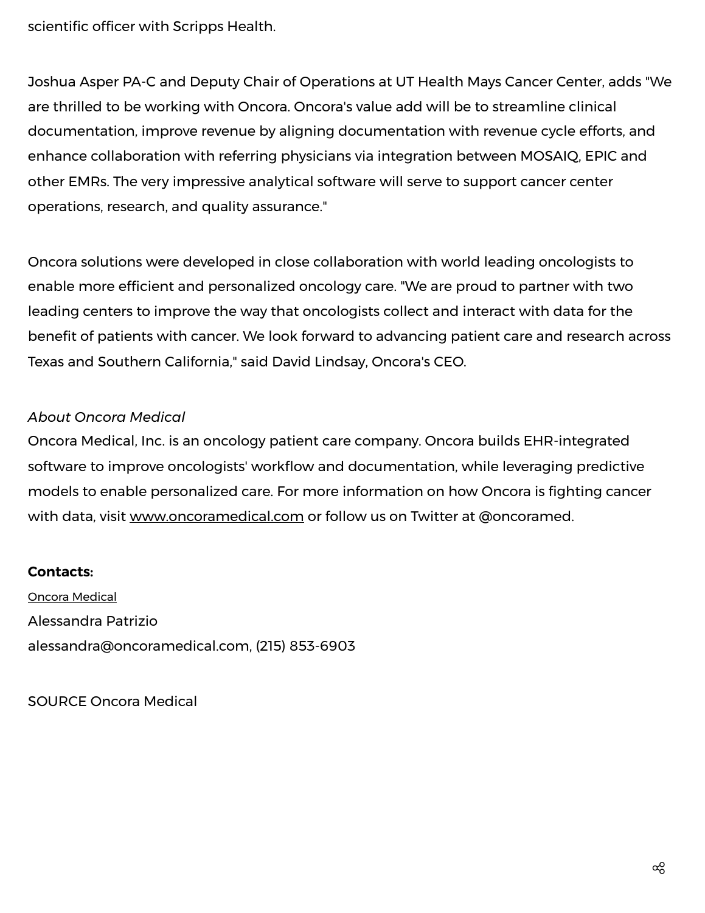scientific officer with Scripps Health.

Joshua Asper PA-C and Deputy Chair of Operations at UT Health Mays Cancer Center, adds "We are thrilled to be working with Oncora. Oncora's value add will be to streamline clinical documentation, improve revenue by aligning documentation with revenue cycle efforts, and enhance collaboration with referring physicians via integration between MOSAIQ, EPIC and other EMRs. The very impressive analytical software will serve to support cancer center operations, research, and quality assurance."

Oncora solutions were developed in close collaboration with world leading oncologists to enable more efficient and personalized oncology care. "We are proud to partner with two leading centers to improve the way that oncologists collect and interact with data for the benefit of patients with cancer. We look forward to advancing patient care and research across Texas and Southern California," said David Lindsay, Oncora's CEO.

*About Oncora Medical*

Oncora Medical, Inc. is an oncology patient care company. Oncora builds EHR-integrated software to improve oncologists' workflow and documentation, while leveraging predictive models to enable personalized care. For more information on how Oncora is fighting cancer with data, visit www.oncoramedical.com or follow us on Twitter at @oncoramed.

**Contacts:**

Oncora Medical

Alessandra Patrizio

alessandra@oncoramedical.com, (215) 853-6903

SOURCE Oncora Medical